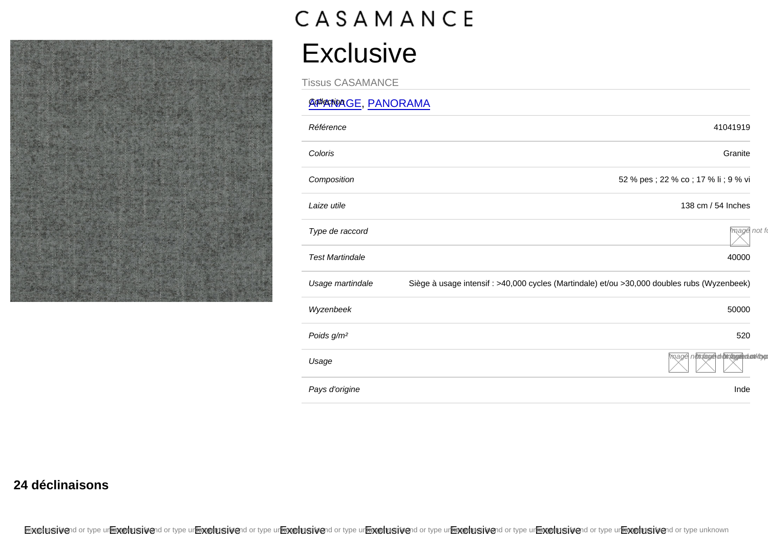CASAMANCE

# Exclusive

Tissus CASAMANCE

| Collection | APANAGE, PANORAMA |
| --- | --- |
| Référence | 41041919 |
| Coloris | Granite |
| Composition | 52 % pes ; 22 % co ; 17 % li ; 9 % vi |
| Laize utile | 138 cm / 54 Inches |
| Type de raccord | |
| Test Martindale | 40000 |
| Usage martindale | Siège à usage intensif : >40,000 cycles (Martindale) et/ou >30,000 doubles rubs (Wyzenbeek) |
| Wyzenbeek | 50000 |
| Poids g/m² | 520 |
| Usage | |
| Pays d'origine | Inde |

## 24 déclinaisons

Exclusive Exclusive Exclusive Exclusive Exclusive Exclusive Exclusive Exclusive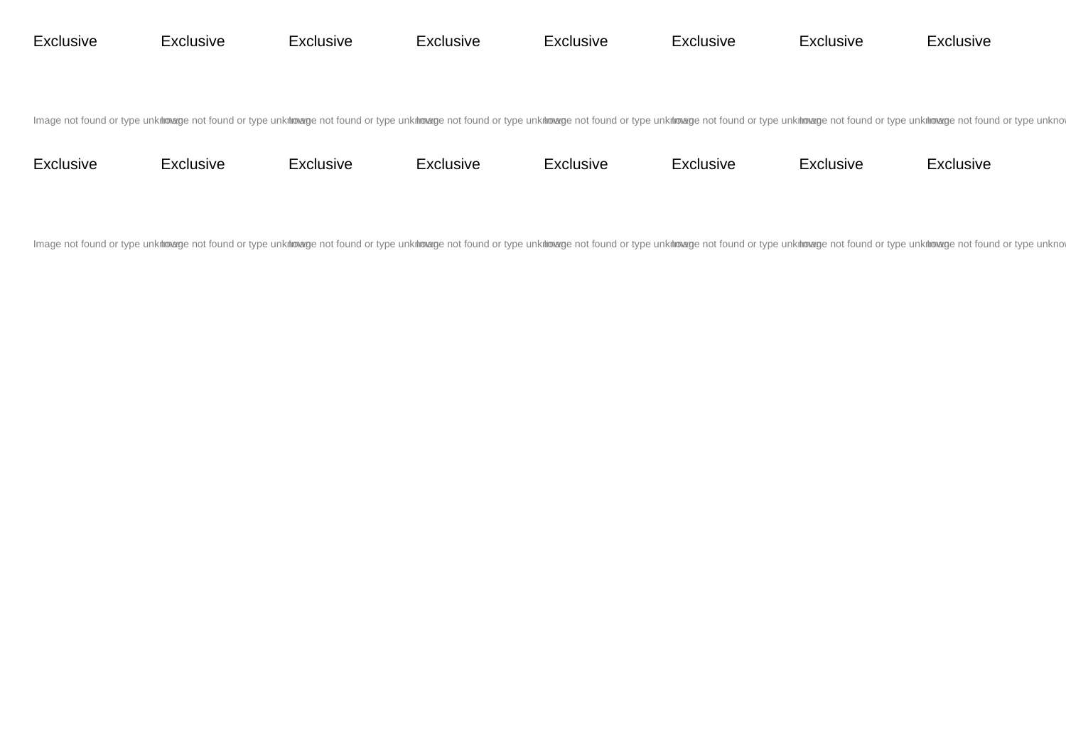Exclusive Exclusive Exclusive Exclusive Exclusive Exclusive Exclusive Exclusive

Image not found or type unknown Image not found or type unknown Image not found or type unknown Image not found or type unknown Image not found or type unknown Image not found or type unknown Image not found or type unknown Image not found or type unknown

Exclusive Exclusive Exclusive Exclusive Exclusive Exclusive Exclusive Exclusive

Image not found or type unknown Image not found or type unknown Image not found or type unknown Image not found or type unknown Image not found or type unknown Image not found or type unknown Image not found or type unknown Image not found or type unknown